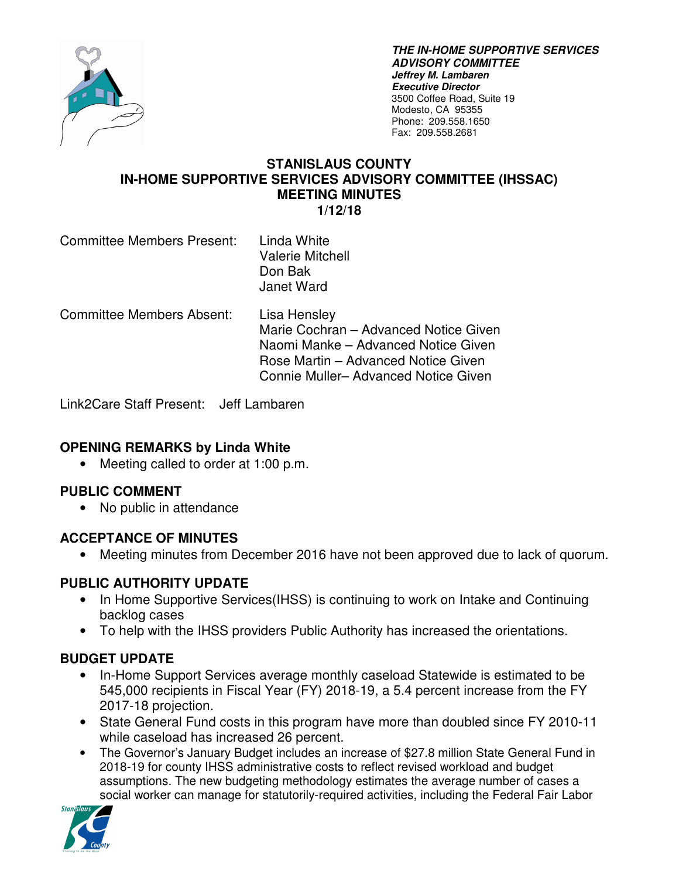***THE IN-HOME SUPPORTIVE SERVICES ADVISORY COMMITTEE***
***Jeffrey M. Lambaren***
***Executive Director***
3500 Coffee Road, Suite 19
Modesto, CA 95355
Phone: 209.558.1650
Fax: 209.558.2681

# STANISLAUS COUNTY
# IN-HOME SUPPORTIVE SERVICES ADVISORY COMMITTEE (IHSSAC)
# MEETING MINUTES
# 1/12/18

Committee Members Present: Linda White
Valerie Mitchell
Don Bak
Janet Ward

Committee Members Absent: Lisa Hensley
Marie Cochran – Advanced Notice Given
Naomi Manke – Advanced Notice Given
Rose Martin – Advanced Notice Given
Connie Muller– Advanced Notice Given

Link2Care Staff Present: Jeff Lambaren

## OPENING REMARKS by Linda White

- Meeting called to order at 1:00 p.m.

## PUBLIC COMMENT

- No public in attendance

## ACCEPTANCE OF MINUTES

- Meeting minutes from December 2016 have not been approved due to lack of quorum.

## PUBLIC AUTHORITY UPDATE

- In Home Supportive Services(IHSS) is continuing to work on Intake and Continuing backlog cases
- To help with the IHSS providers Public Authority has increased the orientations.

## BUDGET UPDATE

- In-Home Support Services average monthly caseload Statewide is estimated to be 545,000 recipients in Fiscal Year (FY) 2018-19, a 5.4 percent increase from the FY 2017-18 projection.
- State General Fund costs in this program have more than doubled since FY 2010-11 while caseload has increased 26 percent.
- The Governor's January Budget includes an increase of $27.8 million State General Fund in 2018-19 for county IHSS administrative costs to reflect revised workload and budget assumptions. The new budgeting methodology estimates the average number of cases a social worker can manage for statutorily-required activities, including the Federal Fair Labor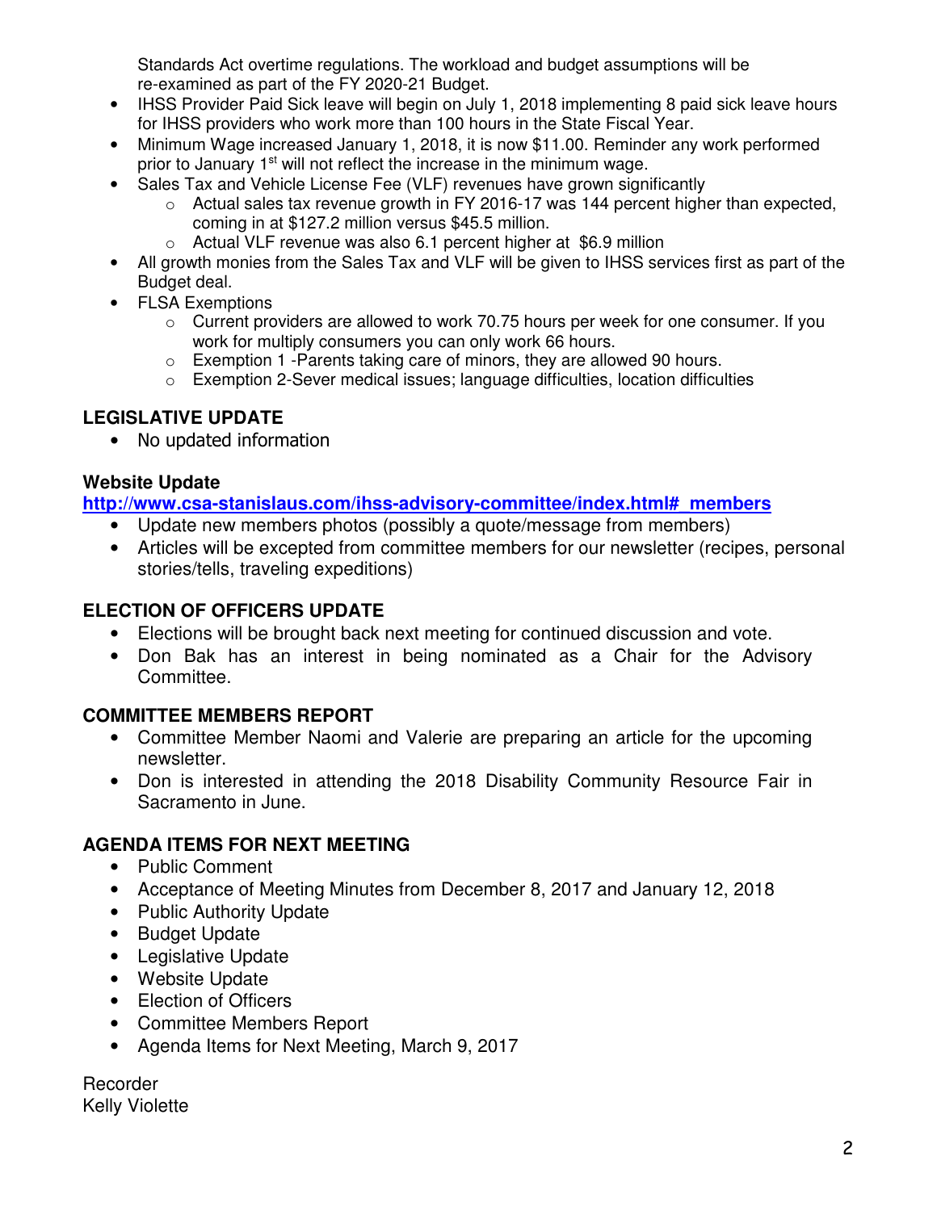Standards Act overtime regulations. The workload and budget assumptions will be re-examined as part of the FY 2020-21 Budget.

- IHSS Provider Paid Sick leave will begin on July 1, 2018 implementing 8 paid sick leave hours for IHSS providers who work more than 100 hours in the State Fiscal Year.
- Minimum Wage increased January 1, 2018, it is now $11.00. Reminder any work performed prior to January 1st will not reflect the increase in the minimum wage.
- Sales Tax and Vehicle License Fee (VLF) revenues have grown significantly
  - Actual sales tax revenue growth in FY 2016-17 was 144 percent higher than expected, coming in at $127.2 million versus $45.5 million.
  - Actual VLF revenue was also 6.1 percent higher at $6.9 million
- All growth monies from the Sales Tax and VLF will be given to IHSS services first as part of the Budget deal.
- FLSA Exemptions
  - Current providers are allowed to work 70.75 hours per week for one consumer. If you work for multiply consumers you can only work 66 hours.
  - Exemption 1 -Parents taking care of minors, they are allowed 90 hours.
  - Exemption 2-Sever medical issues; language difficulties, location difficulties

**LEGISLATIVE UPDATE**

- No updated information

**Website Update**

**http://www.csa-stanislaus.com/ihss-advisory-committee/index.html#_members**

- Update new members photos (possibly a quote/message from members)
- Articles will be excepted from committee members for our newsletter (recipes, personal stories/tells, traveling expeditions)

**ELECTION OF OFFICERS UPDATE**

- Elections will be brought back next meeting for continued discussion and vote.
- Don Bak has an interest in being nominated as a Chair for the Advisory Committee.

**COMMITTEE MEMBERS REPORT**

- Committee Member Naomi and Valerie are preparing an article for the upcoming newsletter.
- Don is interested in attending the 2018 Disability Community Resource Fair in Sacramento in June.

**AGENDA ITEMS FOR NEXT MEETING**

- Public Comment
- Acceptance of Meeting Minutes from December 8, 2017 and January 12, 2018
- Public Authority Update
- Budget Update
- Legislative Update
- Website Update
- Election of Officers
- Committee Members Report
- Agenda Items for Next Meeting, March 9, 2017

Recorder
Kelly Violette